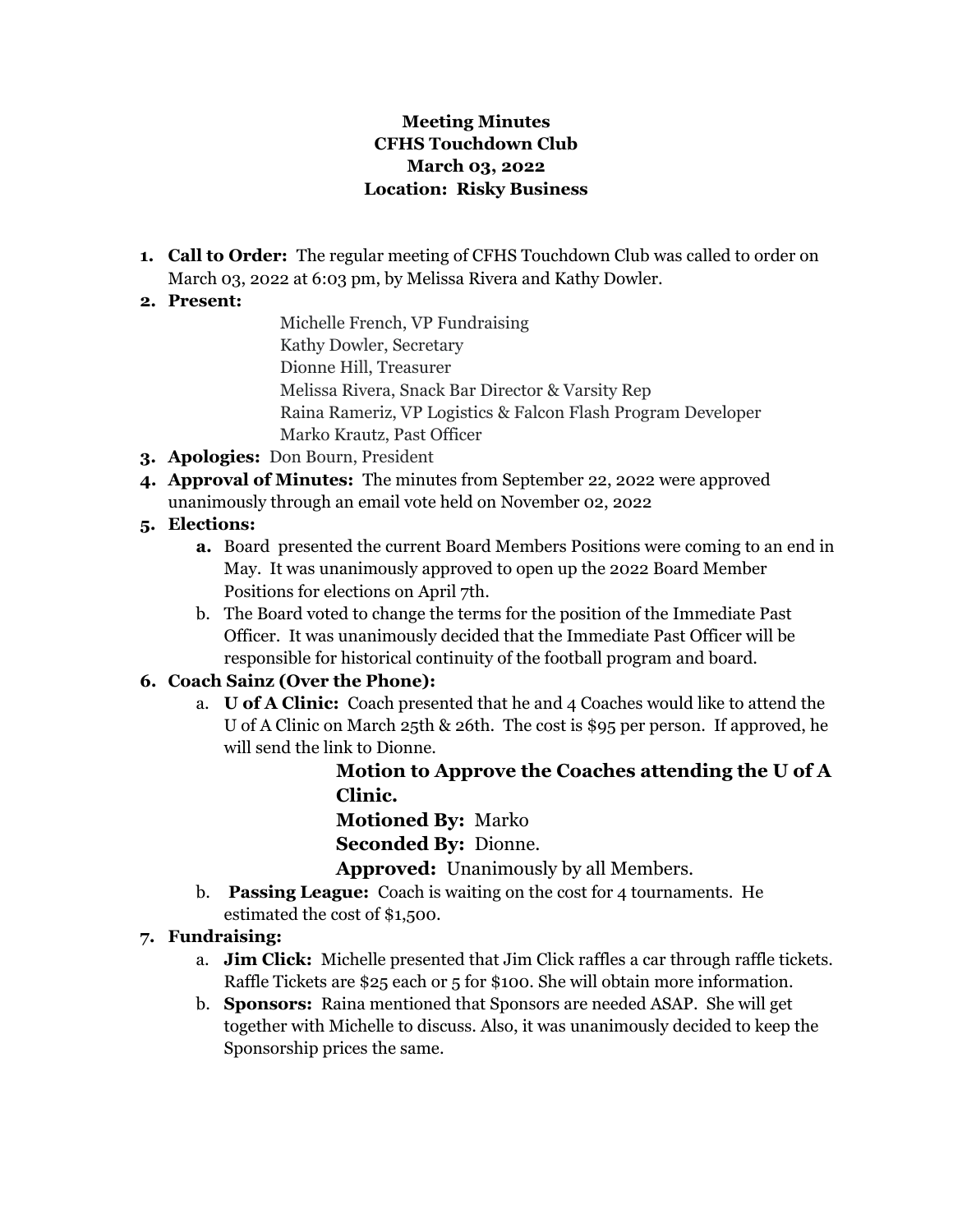**Meeting Minutes**
**CFHS Touchdown Club**
**March 03, 2022**
**Location: Risky Business**

1. **Call to Order:** The regular meeting of CFHS Touchdown Club was called to order on March 03, 2022 at 6:03 pm, by Melissa Rivera and Kathy Dowler.
2. **Present:**
   - Michelle French, VP Fundraising
   - Kathy Dowler, Secretary
   - Dionne Hill, Treasurer
   - Melissa Rivera, Snack Bar Director & Varsity Rep
   - Raina Rameriz, VP Logistics & Falcon Flash Program Developer
   - Marko Krautz, Past Officer
3. **Apologies:** Don Bourn, President
4. **Approval of Minutes:** The minutes from September 22, 2022 were approved unanimously through an email vote held on November 02, 2022
5. **Elections:**
   a. Board presented the current Board Members Positions were coming to an end in May. It was unanimously approved to open up the 2022 Board Member Positions for elections on April 7th.
   b. The Board voted to change the terms for the position of the Immediate Past Officer. It was unanimously decided that the Immediate Past Officer will be responsible for historical continuity of the football program and board.
6. **Coach Sainz (Over the Phone):**
   a. **U of A Clinic:** Coach presented that he and 4 Coaches would like to attend the U of A Clinic on March 25th & 26th. The cost is $95 per person. If approved, he will send the link to Dionne.

      **Motion to Approve the Coaches attending the U of A Clinic.**
      **Motioned By:** Marko
      **Seconded By:** Dionne.
      **Approved:** Unanimously by all Members.

   b. **Passing League:** Coach is waiting on the cost for 4 tournaments. He estimated the cost of $1,500.
7. **Fundraising:**
   a. **Jim Click:** Michelle presented that Jim Click raffles a car through raffle tickets. Raffle Tickets are $25 each or 5 for $100. She will obtain more information.
   b. **Sponsors:** Raina mentioned that Sponsors are needed ASAP. She will get together with Michelle to discuss. Also, it was unanimously decided to keep the Sponsorship prices the same.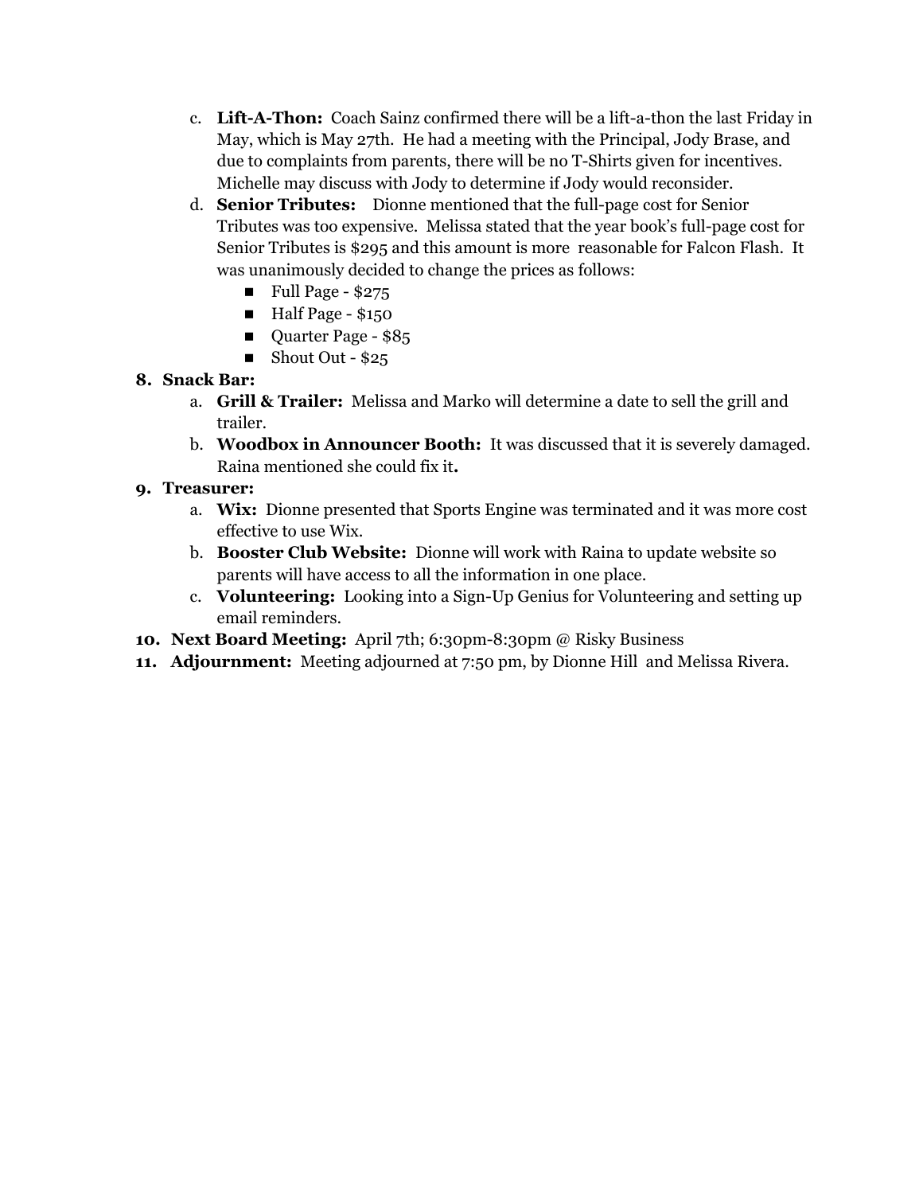c. **Lift-A-Thon:** Coach Sainz confirmed there will be a lift-a-thon the last Friday in May, which is May 27th. He had a meeting with the Principal, Jody Brase, and due to complaints from parents, there will be no T-Shirts given for incentives. Michelle may discuss with Jody to determine if Jody would reconsider.
   d. **Senior Tributes:** Dionne mentioned that the full-page cost for Senior Tributes was too expensive. Melissa stated that the year book's full-page cost for Senior Tributes is $295 and this amount is more reasonable for Falcon Flash. It was unanimously decided to change the prices as follows:
      - Full Page - $275
      - Half Page - $150
      - Quarter Page - $85
      - Shout Out - $25

8. **Snack Bar:**
   a. **Grill & Trailer:** Melissa and Marko will determine a date to sell the grill and trailer.
   b. **Woodbox in Announcer Booth:** It was discussed that it is severely damaged. Raina mentioned she could fix it**.**

9. **Treasurer:**
   a. **Wix:** Dionne presented that Sports Engine was terminated and it was more cost effective to use Wix.
   b. **Booster Club Website:** Dionne will work with Raina to update website so parents will have access to all the information in one place.
   c. **Volunteering:** Looking into a Sign-Up Genius for Volunteering and setting up email reminders.

10. **Next Board Meeting:** April 7th; 6:30pm-8:30pm @ Risky Business
11. **Adjournment:** Meeting adjourned at 7:50 pm, by Dionne Hill and Melissa Rivera.